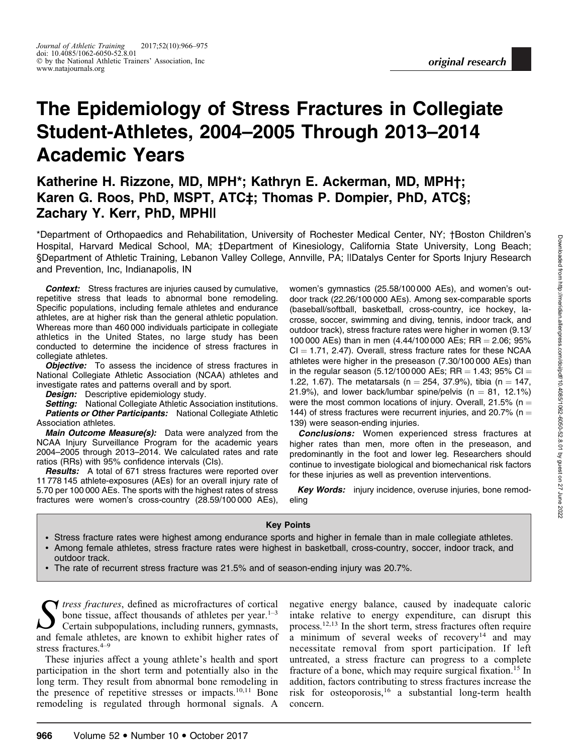# The Epidemiology of Stress Fractures in Collegiate Student-Athletes, 2004–2005 Through 2013–2014 Academic Years

**Katherine H. Rizzone, MD, MPH\*; Kathryn E. Ackerman, MD, MPH†; Karen G. Roos, PhD, MSPT, ATC‡; Thomas P. Dompier, PhD, ATC§; Zachary Y. Kerr, PhD, MPH||**

\*Department of Orthopaedics and Rehabilitation, University of Rochester Medical Center, NY; †Boston Children's Hospital, Harvard Medical School, MA; ‡Department of Kinesiology, California State University, Long Beach; §Department of Athletic Training, Lebanon Valley College, Annville, PA; ||Datalys Center for Sports Injury Research and Prevention, Inc, Indianapolis, IN

***Context:*** Stress fractures are injuries caused by cumulative, repetitive stress that leads to abnormal bone remodeling. Specific populations, including female athletes and endurance athletes, are at higher risk than the general athletic population. Whereas more than 460 000 individuals participate in collegiate athletics in the United States, no large study has been conducted to determine the incidence of stress fractures in collegiate athletes.

***Objective:*** To assess the incidence of stress fractures in National Collegiate Athletic Association (NCAA) athletes and investigate rates and patterns overall and by sport.

***Design:*** Descriptive epidemiology study.

***Setting:*** National Collegiate Athletic Association institutions.

***Patients or Other Participants:*** National Collegiate Athletic Association athletes.

***Main Outcome Measure(s):*** Data were analyzed from the NCAA Injury Surveillance Program for the academic years 2004–2005 through 2013–2014. We calculated rates and rate ratios (RRs) with 95% confidence intervals (CIs).

***Results:*** A total of 671 stress fractures were reported over 11 778 145 athlete-exposures (AEs) for an overall injury rate of 5.70 per 100 000 AEs. The sports with the highest rates of stress fractures were women's cross-country (28.59/100 000 AEs), women's gymnastics (25.58/100 000 AEs), and women's outdoor track (22.26/100 000 AEs). Among sex-comparable sports (baseball/softball, basketball, cross-country, ice hockey, lacrosse, soccer, swimming and diving, tennis, indoor track, and outdoor track), stress fracture rates were higher in women (9.13/100 000 AEs) than in men (4.44/100 000 AEs; RR = 2.06; 95% CI = 1.71, 2.47). Overall, stress fracture rates for these NCAA athletes were higher in the preseason (7.30/100 000 AEs) than in the regular season (5.12/100 000 AEs; RR = 1.43; 95% CI = 1.22, 1.67). The metatarsals (n = 254, 37.9%), tibia (n = 147, 21.9%), and lower back/lumbar spine/pelvis (n = 81, 12.1%) were the most common locations of injury. Overall, 21.5% (n = 144) of stress fractures were recurrent injuries, and 20.7% (n = 139) were season-ending injuries.

***Conclusions:*** Women experienced stress fractures at higher rates than men, more often in the preseason, and predominantly in the foot and lower leg. Researchers should continue to investigate biological and biomechanical risk factors for these injuries as well as prevention interventions.

***Key Words:*** injury incidence, overuse injuries, bone remodeling

**Key Points**

- Stress fracture rates were highest among endurance sports and higher in female than in male collegiate athletes.
- Among female athletes, stress fracture rates were highest in basketball, cross-country, soccer, indoor track, and outdoor track.
- The rate of recurrent stress fracture was 21.5% and of season-ending injury was 20.7%.

*Stress fractures*, defined as microfractures of cortical bone tissue, affect thousands of athletes per year.[1–3] Certain subpopulations, including runners, gymnasts, and female athletes, are known to exhibit higher rates of stress fractures.[4–9]

These injuries affect a young athlete's health and sport participation in the short term and potentially also in the long term. They result from abnormal bone remodeling in the presence of repetitive stresses or impacts.[10,11] Bone remodeling is regulated through hormonal signals. A negative energy balance, caused by inadequate caloric intake relative to energy expenditure, can disrupt this process.[12,13] In the short term, stress fractures often require a minimum of several weeks of recovery[14] and may necessitate removal from sport participation. If left untreated, a stress fracture can progress to a complete fracture of a bone, which may require surgical fixation.[15] In addition, factors contributing to stress fractures increase the risk for osteoporosis,[16] a substantial long-term health concern.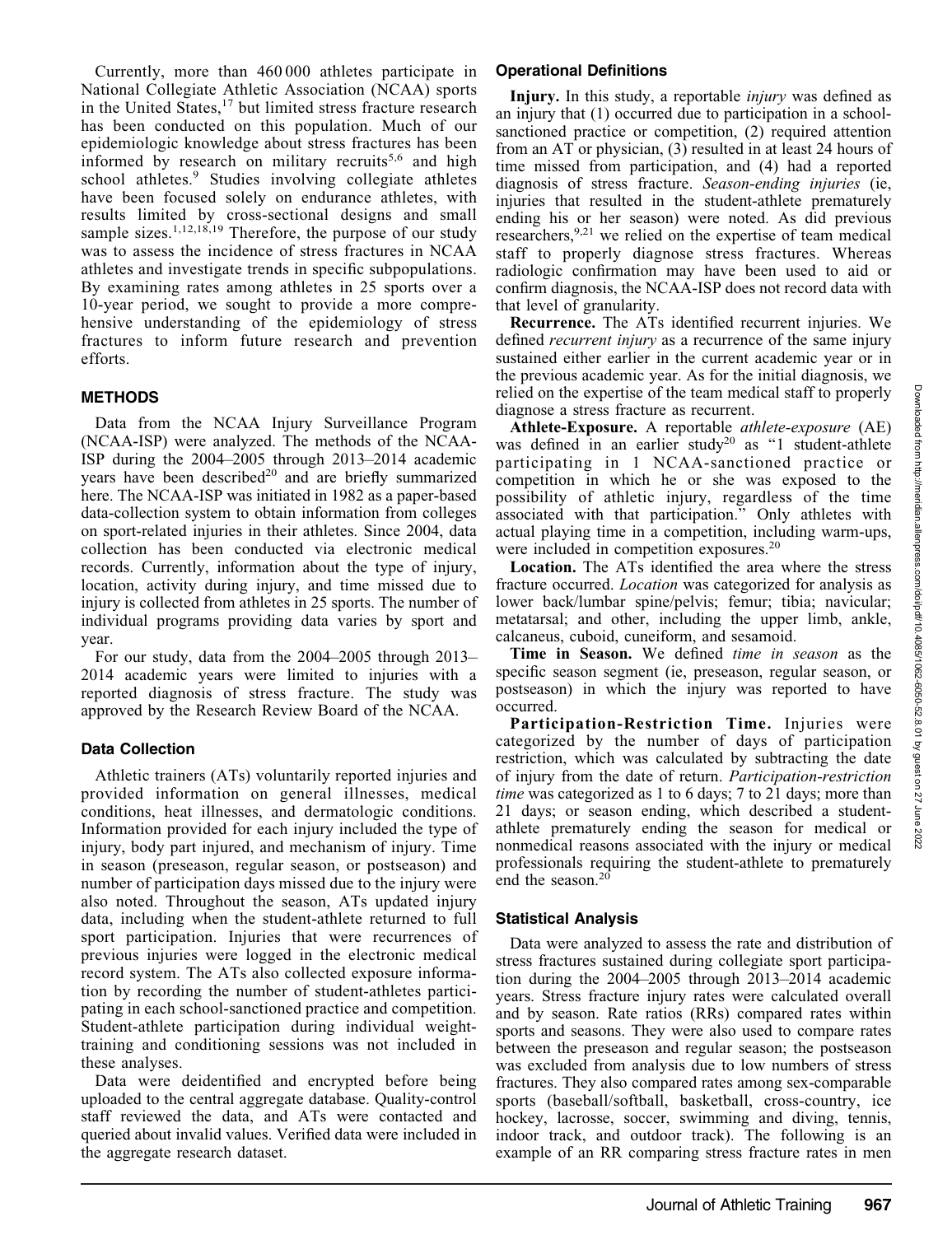Currently, more than 460 000 athletes participate in National Collegiate Athletic Association (NCAA) sports in the United States,[17] but limited stress fracture research has been conducted on this population. Much of our epidemiologic knowledge about stress fractures has been informed by research on military recruits[5,6] and high school athletes.[9] Studies involving collegiate athletes have been focused solely on endurance athletes, with results limited by cross-sectional designs and small sample sizes.[1,12,18,19] Therefore, the purpose of our study was to assess the incidence of stress fractures in NCAA athletes and investigate trends in specific subpopulations. By examining rates among athletes in 25 sports over a 10-year period, we sought to provide a more comprehensive understanding of the epidemiology of stress fractures to inform future research and prevention efforts.

## METHODS

Data from the NCAA Injury Surveillance Program (NCAA-ISP) were analyzed. The methods of the NCAA-ISP during the 2004–2005 through 2013–2014 academic years have been described[20] and are briefly summarized here. The NCAA-ISP was initiated in 1982 as a paper-based data-collection system to obtain information from colleges on sport-related injuries in their athletes. Since 2004, data collection has been conducted via electronic medical records. Currently, information about the type of injury, location, activity during injury, and time missed due to injury is collected from athletes in 25 sports. The number of individual programs providing data varies by sport and year.

For our study, data from the 2004–2005 through 2013–2014 academic years were limited to injuries with a reported diagnosis of stress fracture. The study was approved by the Research Review Board of the NCAA.

### Data Collection

Athletic trainers (ATs) voluntarily reported injuries and provided information on general illnesses, medical conditions, heat illnesses, and dermatologic conditions. Information provided for each injury included the type of injury, body part injured, and mechanism of injury. Time in season (preseason, regular season, or postseason) and number of participation days missed due to the injury were also noted. Throughout the season, ATs updated injury data, including when the student-athlete returned to full sport participation. Injuries that were recurrences of previous injuries were logged in the electronic medical record system. The ATs also collected exposure information by recording the number of student-athletes participating in each school-sanctioned practice and competition. Student-athlete participation during individual weight-training and conditioning sessions was not included in these analyses.

Data were deidentified and encrypted before being uploaded to the central aggregate database. Quality-control staff reviewed the data, and ATs were contacted and queried about invalid values. Verified data were included in the aggregate research dataset.

### Operational Definitions

**Injury.** In this study, a reportable *injury* was defined as an injury that (1) occurred due to participation in a school-sanctioned practice or competition, (2) required attention from an AT or physician, (3) resulted in at least 24 hours of time missed from participation, and (4) had a reported diagnosis of stress fracture. *Season-ending injuries* (ie, injuries that resulted in the student-athlete prematurely ending his or her season) were noted. As did previous researchers,[9,21] we relied on the expertise of team medical staff to properly diagnose stress fractures. Whereas radiologic confirmation may have been used to aid or confirm diagnosis, the NCAA-ISP does not record data with that level of granularity.

**Recurrence.** The ATs identified recurrent injuries. We defined *recurrent injury* as a recurrence of the same injury sustained either earlier in the current academic year or in the previous academic year. As for the initial diagnosis, we relied on the expertise of the team medical staff to properly diagnose a stress fracture as recurrent.

**Athlete-Exposure.** A reportable *athlete-exposure* (AE) was defined in an earlier study[20] as "1 student-athlete participating in 1 NCAA-sanctioned practice or competition in which he or she was exposed to the possibility of athletic injury, regardless of the time associated with that participation." Only athletes with actual playing time in a competition, including warm-ups, were included in competition exposures.[20]

**Location.** The ATs identified the area where the stress fracture occurred. *Location* was categorized for analysis as lower back/lumbar spine/pelvis; femur; tibia; navicular; metatarsal; and other, including the upper limb, ankle, calcaneus, cuboid, cuneiform, and sesamoid.

**Time in Season.** We defined *time in season* as the specific season segment (ie, preseason, regular season, or postseason) in which the injury was reported to have occurred.

**Participation-Restriction Time.** Injuries were categorized by the number of days of participation restriction, which was calculated by subtracting the date of injury from the date of return. *Participation-restriction time* was categorized as 1 to 6 days; 7 to 21 days; more than 21 days; or season ending, which described a student-athlete prematurely ending the season for medical or nonmedical reasons associated with the injury or medical professionals requiring the student-athlete to prematurely end the season.[20]

### Statistical Analysis

Data were analyzed to assess the rate and distribution of stress fractures sustained during collegiate sport participation during the 2004–2005 through 2013–2014 academic years. Stress fracture injury rates were calculated overall and by season. Rate ratios (RRs) compared rates within sports and seasons. They were also used to compare rates between the preseason and regular season; the postseason was excluded from analysis due to low numbers of stress fractures. They also compared rates among sex-comparable sports (baseball/softball, basketball, cross-country, ice hockey, lacrosse, soccer, swimming and diving, tennis, indoor track, and outdoor track). The following is an example of an RR comparing stress fracture rates in men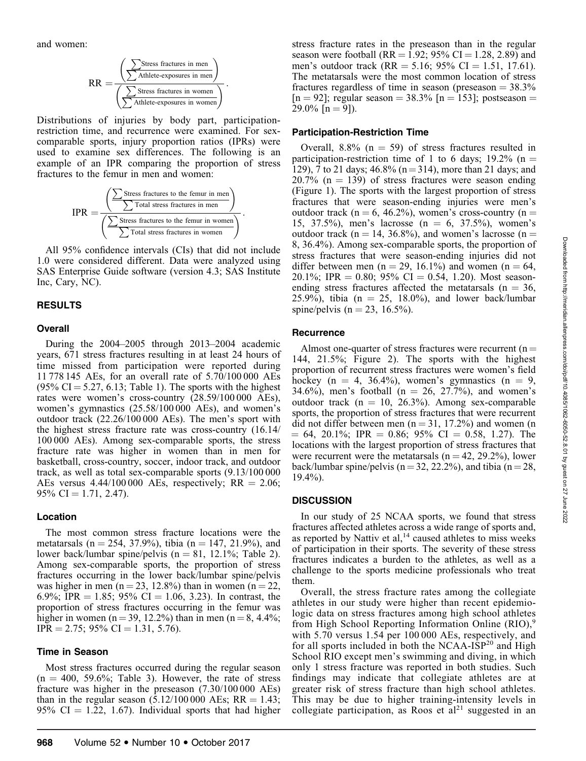and women:

$$\mathrm{RR} = \frac{\left(\frac{\sum \text{Stress fractures in men}}{\sum \text{Athlete-exposures in men}}\right)}{\left(\frac{\sum \text{Stress fractures in women}}{\sum \text{Athlete-exposures in women}}\right)}.$$

Distributions of injuries by body part, participation-restriction time, and recurrence were examined. For sex-comparable sports, injury proportion ratios (IPRs) were used to examine sex differences. The following is an example of an IPR comparing the proportion of stress fractures to the femur in men and women:

$$\mathrm{IPR} = \frac{\left(\frac{\sum \text{Stress fractures to the femur in men}}{\sum \text{Total stress fractures in men}}\right)}{\left(\frac{\sum \text{Stress fractures to the femur in women}}{\sum \text{Total stress fractures in women}}\right)}.$$

All 95% confidence intervals (CIs) that did not include 1.0 were considered different. Data were analyzed using SAS Enterprise Guide software (version 4.3; SAS Institute Inc, Cary, NC).

## RESULTS

### Overall

During the 2004–2005 through 2013–2004 academic years, 671 stress fractures resulting in at least 24 hours of time missed from participation were reported during 11 778 145 AEs, for an overall rate of 5.70/100 000 AEs (95% CI = 5.27, 6.13; Table 1). The sports with the highest rates were women's cross-country (28.59/100 000 AEs), women's gymnastics (25.58/100 000 AEs), and women's outdoor track (22.26/100 000 AEs). The men's sport with the highest stress fracture rate was cross-country (16.14/100 000 AEs). Among sex-comparable sports, the stress fracture rate was higher in women than in men for basketball, cross-country, soccer, indoor track, and outdoor track, as well as total sex-comparable sports (9.13/100 000 AEs versus 4.44/100 000 AEs, respectively; RR = 2.06; 95% CI = 1.71, 2.47).

### Location

The most common stress fracture locations were the metatarsals (n = 254, 37.9%), tibia (n = 147, 21.9%), and lower back/lumbar spine/pelvis (n = 81, 12.1%; Table 2). Among sex-comparable sports, the proportion of stress fractures occurring in the lower back/lumbar spine/pelvis was higher in men (n = 23, 12.8%) than in women (n = 22, 6.9%; IPR = 1.85; 95% CI = 1.06, 3.23). In contrast, the proportion of stress fractures occurring in the femur was higher in women (n = 39, 12.2%) than in men (n = 8, 4.4%; IPR = 2.75; 95% CI = 1.31, 5.76).

### Time in Season

Most stress fractures occurred during the regular season (n = 400, 59.6%; Table 3). However, the rate of stress fracture was higher in the preseason (7.30/100 000 AEs) than in the regular season (5.12/100 000 AEs; RR = 1.43; 95% CI = 1.22, 1.67). Individual sports that had higher stress fracture rates in the preseason than in the regular season were football (RR = 1.92; 95% CI = 1.28, 2.89) and men's outdoor track (RR = 5.16; 95% CI = 1.51, 17.61). The metatarsals were the most common location of stress fractures regardless of time in season (preseason = 38.3% [n = 92]; regular season = 38.3% [n = 153]; postseason = 29.0% [n = 9]).

### Participation-Restriction Time

Overall, 8.8% (n = 59) of stress fractures resulted in participation-restriction time of 1 to 6 days; 19.2% (n = 129), 7 to 21 days; 46.8% (n = 314), more than 21 days; and 20.7% (n = 139) of stress fractures were season ending (Figure 1). The sports with the largest proportion of stress fractures that were season-ending injuries were men's outdoor track (n = 6, 46.2%), women's cross-country (n = 15, 37.5%), men's lacrosse (n = 6, 37.5%), women's outdoor track (n = 14, 36.8%), and women's lacrosse (n = 8, 36.4%). Among sex-comparable sports, the proportion of stress fractures that were season-ending injuries did not differ between men (n = 29, 16.1%) and women (n = 64, 20.1%; IPR = 0.80; 95% CI = 0.54, 1.20). Most season-ending stress fractures affected the metatarsals (n = 36, 25.9%), tibia (n = 25, 18.0%), and lower back/lumbar spine/pelvis (n = 23, 16.5%).

### Recurrence

Almost one-quarter of stress fractures were recurrent (n = 144, 21.5%; Figure 2). The sports with the highest proportion of recurrent stress fractures were women's field hockey (n = 4, 36.4%), women's gymnastics (n = 9, 34.6%), men's football (n = 26, 27.7%), and women's outdoor track (n = 10, 26.3%). Among sex-comparable sports, the proportion of stress fractures that were recurrent did not differ between men (n = 31, 17.2%) and women (n = 64, 20.1%; IPR = 0.86; 95% CI = 0.58, 1.27). The locations with the largest proportion of stress fractures that were recurrent were the metatarsals (n = 42, 29.2%), lower back/lumbar spine/pelvis (n = 32, 22.2%), and tibia (n = 28, 19.4%).

## DISCUSSION

In our study of 25 NCAA sports, we found that stress fractures affected athletes across a wide range of sports and, as reported by Nattiv et al,[14] caused athletes to miss weeks of participation in their sports. The severity of these stress fractures indicates a burden to the athletes, as well as a challenge to the sports medicine professionals who treat them.

Overall, the stress fracture rates among the collegiate athletes in our study were higher than recent epidemiologic data on stress fractures among high school athletes from High School Reporting Information Online (RIO),[9] with 5.70 versus 1.54 per 100 000 AEs, respectively, and for all sports included in both the NCAA-ISP[20] and High School RIO except men's swimming and diving, in which only 1 stress fracture was reported in both studies. Such findings may indicate that collegiate athletes are at greater risk of stress fracture than high school athletes. This may be due to higher training-intensity levels in collegiate participation, as Roos et al[21] suggested in an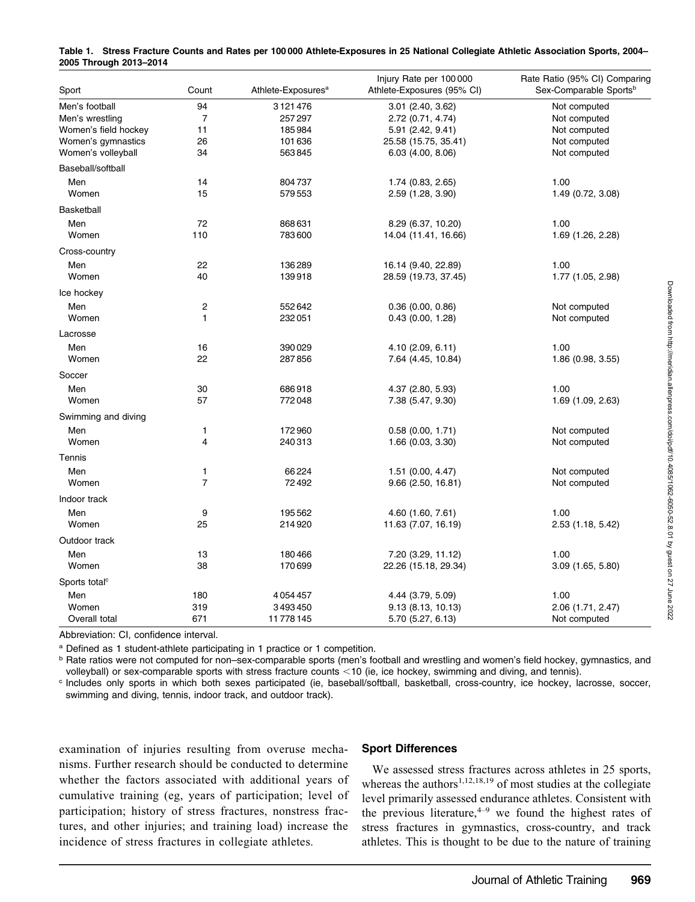**Table 1. Stress Fracture Counts and Rates per 100 000 Athlete-Exposures in 25 National Collegiate Athletic Association Sports, 2004–2005 Through 2013–2014**

| Sport | Count | Athlete-Exposures[a] | Injury Rate per 100 000 Athlete-Exposures (95% CI) | Rate Ratio (95% CI) Comparing Sex-Comparable Sports[b] |
|---|---|---|---|---|
| Men's football | 94 | 3 121 476 | 3.01 (2.40, 3.62) | Not computed |
| Men's wrestling | 7 | 257 297 | 2.72 (0.71, 4.74) | Not computed |
| Women's field hockey | 11 | 185 984 | 5.91 (2.42, 9.41) | Not computed |
| Women's gymnastics | 26 | 101 636 | 25.58 (15.75, 35.41) | Not computed |
| Women's volleyball | 34 | 563 845 | 6.03 (4.00, 8.06) | Not computed |
| Baseball/softball | | | | |
| Men | 14 | 804 737 | 1.74 (0.83, 2.65) | 1.00 |
| Women | 15 | 579 553 | 2.59 (1.28, 3.90) | 1.49 (0.72, 3.08) |
| Basketball | | | | |
| Men | 72 | 868 631 | 8.29 (6.37, 10.20) | 1.00 |
| Women | 110 | 783 600 | 14.04 (11.41, 16.66) | 1.69 (1.26, 2.28) |
| Cross-country | | | | |
| Men | 22 | 136 289 | 16.14 (9.40, 22.89) | 1.00 |
| Women | 40 | 139 918 | 28.59 (19.73, 37.45) | 1.77 (1.05, 2.98) |
| Ice hockey | | | | |
| Men | 2 | 552 642 | 0.36 (0.00, 0.86) | Not computed |
| Women | 1 | 232 051 | 0.43 (0.00, 1.28) | Not computed |
| Lacrosse | | | | |
| Men | 16 | 390 029 | 4.10 (2.09, 6.11) | 1.00 |
| Women | 22 | 287 856 | 7.64 (4.45, 10.84) | 1.86 (0.98, 3.55) |
| Soccer | | | | |
| Men | 30 | 686 918 | 4.37 (2.80, 5.93) | 1.00 |
| Women | 57 | 772 048 | 7.38 (5.47, 9.30) | 1.69 (1.09, 2.63) |
| Swimming and diving | | | | |
| Men | 1 | 172 960 | 0.58 (0.00, 1.71) | Not computed |
| Women | 4 | 240 313 | 1.66 (0.03, 3.30) | Not computed |
| Tennis | | | | |
| Men | 1 | 66 224 | 1.51 (0.00, 4.47) | Not computed |
| Women | 7 | 72 492 | 9.66 (2.50, 16.81) | Not computed |
| Indoor track | | | | |
| Men | 9 | 195 562 | 4.60 (1.60, 7.61) | 1.00 |
| Women | 25 | 214 920 | 11.63 (7.07, 16.19) | 2.53 (1.18, 5.42) |
| Outdoor track | | | | |
| Men | 13 | 180 466 | 7.20 (3.29, 11.12) | 1.00 |
| Women | 38 | 170 699 | 22.26 (15.18, 29.34) | 3.09 (1.65, 5.80) |
| Sports total[c] | | | | |
| Men | 180 | 4 054 457 | 4.44 (3.79, 5.09) | 1.00 |
| Women | 319 | 3 493 450 | 9.13 (8.13, 10.13) | 2.06 (1.71, 2.47) |
| Overall total | 671 | 11 778 145 | 5.70 (5.27, 6.13) | Not computed |

Abbreviation: CI, confidence interval.

[a] Defined as 1 student-athlete participating in 1 practice or 1 competition.

[b] Rate ratios were not computed for non–sex-comparable sports (men's football and wrestling and women's field hockey, gymnastics, and volleyball) or sex-comparable sports with stress fracture counts <10 (ie, ice hockey, swimming and diving, and tennis).

[c] Includes only sports in which both sexes participated (ie, baseball/softball, basketball, cross-country, ice hockey, lacrosse, soccer, swimming and diving, tennis, indoor track, and outdoor track).

examination of injuries resulting from overuse mechanisms. Further research should be conducted to determine whether the factors associated with additional years of cumulative training (eg, years of participation; level of participation; history of stress fractures, nonstress fractures, and other injuries; and training load) increase the incidence of stress fractures in collegiate athletes.

### Sport Differences

We assessed stress fractures across athletes in 25 sports, whereas the authors[1,12,18,19] of most studies at the collegiate level primarily assessed endurance athletes. Consistent with the previous literature,[4–9] we found the highest rates of stress fractures in gymnastics, cross-country, and track athletes. This is thought to be due to the nature of training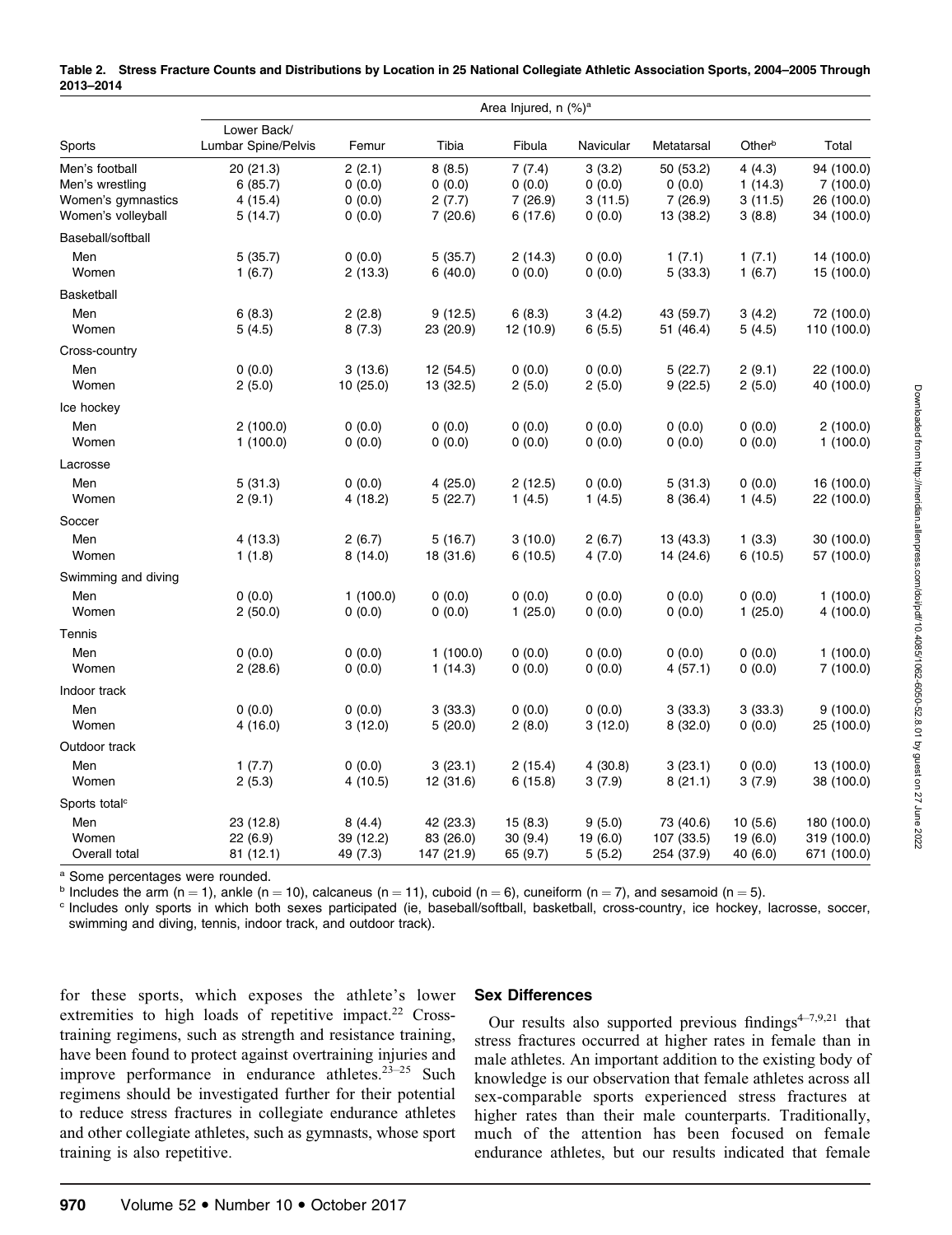**Table 2. Stress Fracture Counts and Distributions by Location in 25 National Collegiate Athletic Association Sports, 2004–2005 Through 2013–2014**

| Sports | Area Injured, n (%)[a] | | | | | | | |
|---|---|---|---|---|---|---|---|---|
| | Lower Back/ Lumbar Spine/Pelvis | Femur | Tibia | Fibula | Navicular | Metatarsal | Other[b] | Total |
| Men's football | 20 (21.3) | 2 (2.1) | 8 (8.5) | 7 (7.4) | 3 (3.2) | 50 (53.2) | 4 (4.3) | 94 (100.0) |
| Men's wrestling | 6 (85.7) | 0 (0.0) | 0 (0.0) | 0 (0.0) | 0 (0.0) | 0 (0.0) | 1 (14.3) | 7 (100.0) |
| Women's gymnastics | 4 (15.4) | 0 (0.0) | 2 (7.7) | 7 (26.9) | 3 (11.5) | 7 (26.9) | 3 (11.5) | 26 (100.0) |
| Women's volleyball | 5 (14.7) | 0 (0.0) | 7 (20.6) | 6 (17.6) | 0 (0.0) | 13 (38.2) | 3 (8.8) | 34 (100.0) |
| Baseball/softball | | | | | | | | |
| Men | 5 (35.7) | 0 (0.0) | 5 (35.7) | 2 (14.3) | 0 (0.0) | 1 (7.1) | 1 (7.1) | 14 (100.0) |
| Women | 1 (6.7) | 2 (13.3) | 6 (40.0) | 0 (0.0) | 0 (0.0) | 5 (33.3) | 1 (6.7) | 15 (100.0) |
| Basketball | | | | | | | | |
| Men | 6 (8.3) | 2 (2.8) | 9 (12.5) | 6 (8.3) | 3 (4.2) | 43 (59.7) | 3 (4.2) | 72 (100.0) |
| Women | 5 (4.5) | 8 (7.3) | 23 (20.9) | 12 (10.9) | 6 (5.5) | 51 (46.4) | 5 (4.5) | 110 (100.0) |
| Cross-country | | | | | | | | |
| Men | 0 (0.0) | 3 (13.6) | 12 (54.5) | 0 (0.0) | 0 (0.0) | 5 (22.7) | 2 (9.1) | 22 (100.0) |
| Women | 2 (5.0) | 10 (25.0) | 13 (32.5) | 2 (5.0) | 2 (5.0) | 9 (22.5) | 2 (5.0) | 40 (100.0) |
| Ice hockey | | | | | | | | |
| Men | 2 (100.0) | 0 (0.0) | 0 (0.0) | 0 (0.0) | 0 (0.0) | 0 (0.0) | 0 (0.0) | 2 (100.0) |
| Women | 1 (100.0) | 0 (0.0) | 0 (0.0) | 0 (0.0) | 0 (0.0) | 0 (0.0) | 0 (0.0) | 1 (100.0) |
| Lacrosse | | | | | | | | |
| Men | 5 (31.3) | 0 (0.0) | 4 (25.0) | 2 (12.5) | 0 (0.0) | 5 (31.3) | 0 (0.0) | 16 (100.0) |
| Women | 2 (9.1) | 4 (18.2) | 5 (22.7) | 1 (4.5) | 1 (4.5) | 8 (36.4) | 1 (4.5) | 22 (100.0) |
| Soccer | | | | | | | | |
| Men | 4 (13.3) | 2 (6.7) | 5 (16.7) | 3 (10.0) | 2 (6.7) | 13 (43.3) | 1 (3.3) | 30 (100.0) |
| Women | 1 (1.8) | 8 (14.0) | 18 (31.6) | 6 (10.5) | 4 (7.0) | 14 (24.6) | 6 (10.5) | 57 (100.0) |
| Swimming and diving | | | | | | | | |
| Men | 0 (0.0) | 1 (100.0) | 0 (0.0) | 0 (0.0) | 0 (0.0) | 0 (0.0) | 0 (0.0) | 1 (100.0) |
| Women | 2 (50.0) | 0 (0.0) | 0 (0.0) | 1 (25.0) | 0 (0.0) | 0 (0.0) | 1 (25.0) | 4 (100.0) |
| Tennis | | | | | | | | |
| Men | 0 (0.0) | 0 (0.0) | 1 (100.0) | 0 (0.0) | 0 (0.0) | 0 (0.0) | 0 (0.0) | 1 (100.0) |
| Women | 2 (28.6) | 0 (0.0) | 1 (14.3) | 0 (0.0) | 0 (0.0) | 4 (57.1) | 0 (0.0) | 7 (100.0) |
| Indoor track | | | | | | | | |
| Men | 0 (0.0) | 0 (0.0) | 3 (33.3) | 0 (0.0) | 0 (0.0) | 3 (33.3) | 3 (33.3) | 9 (100.0) |
| Women | 4 (16.0) | 3 (12.0) | 5 (20.0) | 2 (8.0) | 3 (12.0) | 8 (32.0) | 0 (0.0) | 25 (100.0) |
| Outdoor track | | | | | | | | |
| Men | 1 (7.7) | 0 (0.0) | 3 (23.1) | 2 (15.4) | 4 (30.8) | 3 (23.1) | 0 (0.0) | 13 (100.0) |
| Women | 2 (5.3) | 4 (10.5) | 12 (31.6) | 6 (15.8) | 3 (7.9) | 8 (21.1) | 3 (7.9) | 38 (100.0) |
| Sports total[c] | | | | | | | | |
| Men | 23 (12.8) | 8 (4.4) | 42 (23.3) | 15 (8.3) | 9 (5.0) | 73 (40.6) | 10 (5.6) | 180 (100.0) |
| Women | 22 (6.9) | 39 (12.2) | 83 (26.0) | 30 (9.4) | 19 (6.0) | 107 (33.5) | 19 (6.0) | 319 (100.0) |
| Overall total | 81 (12.1) | 49 (7.3) | 147 (21.9) | 65 (9.7) | 5 (5.2) | 254 (37.9) | 40 (6.0) | 671 (100.0) |

[a] Some percentages were rounded.
[b] Includes the arm (n = 1), ankle (n = 10), calcaneus (n = 11), cuboid (n = 6), cuneiform (n = 7), and sesamoid (n = 5).
[c] Includes only sports in which both sexes participated (ie, baseball/softball, basketball, cross-country, ice hockey, lacrosse, soccer, swimming and diving, tennis, indoor track, and outdoor track).

for these sports, which exposes the athlete's lower extremities to high loads of repetitive impact.[22] Cross-training regimens, such as strength and resistance training, have been found to protect against overtraining injuries and improve performance in endurance athletes.[23–25] Such regimens should be investigated further for their potential to reduce stress fractures in collegiate endurance athletes and other collegiate athletes, such as gymnasts, whose sport training is also repetitive.

## Sex Differences

Our results also supported previous findings[4–7,9,21] that stress fractures occurred at higher rates in female than in male athletes. An important addition to the existing body of knowledge is our observation that female athletes across all sex-comparable sports experienced stress fractures at higher rates than their male counterparts. Traditionally, much of the attention has been focused on female endurance athletes, but our results indicated that female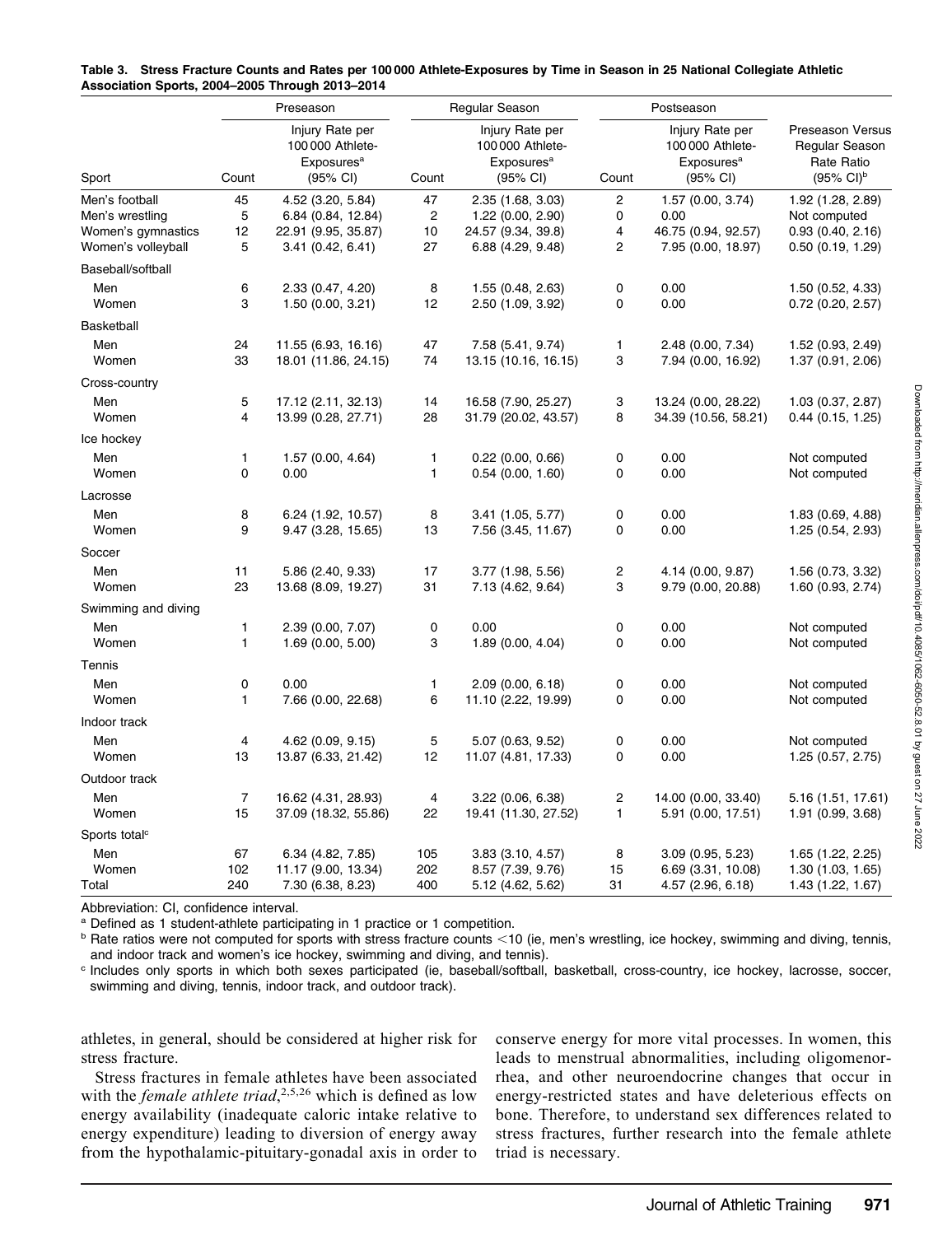**Table 3. Stress Fracture Counts and Rates per 100 000 Athlete-Exposures by Time in Season in 25 National Collegiate Athletic Association Sports, 2004–2005 Through 2013–2014**

| | Preseason | | Regular Season | | Postseason | | |
|---|---|---|---|---|---|---|---|
| Sport | Count | Injury Rate per 100 000 Athlete-Exposures[a] (95% CI) | Count | Injury Rate per 100 000 Athlete-Exposures[a] (95% CI) | Count | Injury Rate per 100 000 Athlete-Exposures[a] (95% CI) | Preseason Versus Regular Season Rate Ratio (95% CI)[b] |
| Men's football | 45 | 4.52 (3.20, 5.84) | 47 | 2.35 (1.68, 3.03) | 2 | 1.57 (0.00, 3.74) | 1.92 (1.28, 2.89) |
| Men's wrestling | 5 | 6.84 (0.84, 12.84) | 2 | 1.22 (0.00, 2.90) | 0 | 0.00 | Not computed |
| Women's gymnastics | 12 | 22.91 (9.95, 35.87) | 10 | 24.57 (9.34, 39.8) | 4 | 46.75 (0.94, 92.57) | 0.93 (0.40, 2.16) |
| Women's volleyball | 5 | 3.41 (0.42, 6.41) | 27 | 6.88 (4.29, 9.48) | 2 | 7.95 (0.00, 18.97) | 0.50 (0.19, 1.29) |
| Baseball/softball | | | | | | | |
| Men | 6 | 2.33 (0.47, 4.20) | 8 | 1.55 (0.48, 2.63) | 0 | 0.00 | 1.50 (0.52, 4.33) |
| Women | 3 | 1.50 (0.00, 3.21) | 12 | 2.50 (1.09, 3.92) | 0 | 0.00 | 0.72 (0.20, 2.57) |
| Basketball | | | | | | | |
| Men | 24 | 11.55 (6.93, 16.16) | 47 | 7.58 (5.41, 9.74) | 1 | 2.48 (0.00, 7.34) | 1.52 (0.93, 2.49) |
| Women | 33 | 18.01 (11.86, 24.15) | 74 | 13.15 (10.16, 16.15) | 3 | 7.94 (0.00, 16.92) | 1.37 (0.91, 2.06) |
| Cross-country | | | | | | | |
| Men | 5 | 17.12 (2.11, 32.13) | 14 | 16.58 (7.90, 25.27) | 3 | 13.24 (0.00, 28.22) | 1.03 (0.37, 2.87) |
| Women | 4 | 13.99 (0.28, 27.71) | 28 | 31.79 (20.02, 43.57) | 8 | 34.39 (10.56, 58.21) | 0.44 (0.15, 1.25) |
| Ice hockey | | | | | | | |
| Men | 1 | 1.57 (0.00, 4.64) | 1 | 0.22 (0.00, 0.66) | 0 | 0.00 | Not computed |
| Women | 0 | 0.00 | 1 | 0.54 (0.00, 1.60) | 0 | 0.00 | Not computed |
| Lacrosse | | | | | | | |
| Men | 8 | 6.24 (1.92, 10.57) | 8 | 3.41 (1.05, 5.77) | 0 | 0.00 | 1.83 (0.69, 4.88) |
| Women | 9 | 9.47 (3.28, 15.65) | 13 | 7.56 (3.45, 11.67) | 0 | 0.00 | 1.25 (0.54, 2.93) |
| Soccer | | | | | | | |
| Men | 11 | 5.86 (2.40, 9.33) | 17 | 3.77 (1.98, 5.56) | 2 | 4.14 (0.00, 9.87) | 1.56 (0.73, 3.32) |
| Women | 23 | 13.68 (8.09, 19.27) | 31 | 7.13 (4.62, 9.64) | 3 | 9.79 (0.00, 20.88) | 1.60 (0.93, 2.74) |
| Swimming and diving | | | | | | | |
| Men | 1 | 2.39 (0.00, 7.07) | 0 | 0.00 | 0 | 0.00 | Not computed |
| Women | 1 | 1.69 (0.00, 5.00) | 3 | 1.89 (0.00, 4.04) | 0 | 0.00 | Not computed |
| Tennis | | | | | | | |
| Men | 0 | 0.00 | 1 | 2.09 (0.00, 6.18) | 0 | 0.00 | Not computed |
| Women | 1 | 7.66 (0.00, 22.68) | 6 | 11.10 (2.22, 19.99) | 0 | 0.00 | Not computed |
| Indoor track | | | | | | | |
| Men | 4 | 4.62 (0.09, 9.15) | 5 | 5.07 (0.63, 9.52) | 0 | 0.00 | Not computed |
| Women | 13 | 13.87 (6.33, 21.42) | 12 | 11.07 (4.81, 17.33) | 0 | 0.00 | 1.25 (0.57, 2.75) |
| Outdoor track | | | | | | | |
| Men | 7 | 16.62 (4.31, 28.93) | 4 | 3.22 (0.06, 6.38) | 2 | 14.00 (0.00, 33.40) | 5.16 (1.51, 17.61) |
| Women | 15 | 37.09 (18.32, 55.86) | 22 | 19.41 (11.30, 27.52) | 1 | 5.91 (0.00, 17.51) | 1.91 (0.99, 3.68) |
| Sports total[c] | | | | | | | |
| Men | 67 | 6.34 (4.82, 7.85) | 105 | 3.83 (3.10, 4.57) | 8 | 3.09 (0.95, 5.23) | 1.65 (1.22, 2.25) |
| Women | 102 | 11.17 (9.00, 13.34) | 202 | 8.57 (7.39, 9.76) | 15 | 6.69 (3.31, 10.08) | 1.30 (1.03, 1.65) |
| Total | 240 | 7.30 (6.38, 8.23) | 400 | 5.12 (4.62, 5.62) | 31 | 4.57 (2.96, 6.18) | 1.43 (1.22, 1.67) |

Abbreviation: CI, confidence interval.

[a] Defined as 1 student-athlete participating in 1 practice or 1 competition.

[b] Rate ratios were not computed for sports with stress fracture counts <10 (ie, men's wrestling, ice hockey, swimming and diving, tennis, and indoor track and women's ice hockey, swimming and diving, and tennis).

[c] Includes only sports in which both sexes participated (ie, baseball/softball, basketball, cross-country, ice hockey, lacrosse, soccer, swimming and diving, tennis, indoor track, and outdoor track).

athletes, in general, should be considered at higher risk for stress fracture.

Stress fractures in female athletes have been associated with the *female athlete triad*,[2,5,26] which is defined as low energy availability (inadequate caloric intake relative to energy expenditure) leading to diversion of energy away from the hypothalamic-pituitary-gonadal axis in order to conserve energy for more vital processes. In women, this leads to menstrual abnormalities, including oligomenorrhea, and other neuroendocrine changes that occur in energy-restricted states and have deleterious effects on bone. Therefore, to understand sex differences related to stress fractures, further research into the female athlete triad is necessary.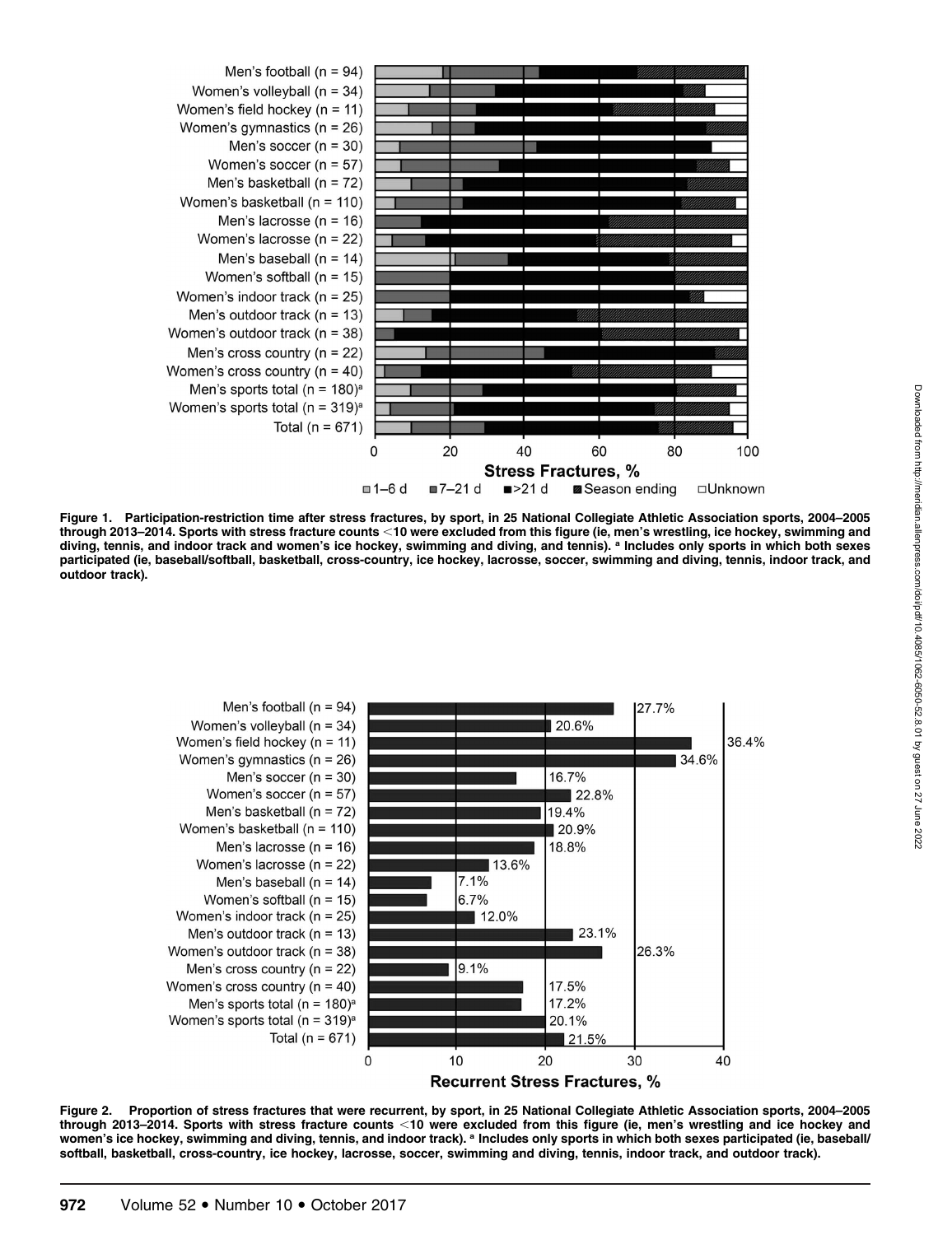Figure 1. Participation-restriction time after stress fractures, by sport, in 25 National Collegiate Athletic Association sports, 2004–2005 through 2013–2014. Sports with stress fracture counts <10 were excluded from this figure (ie, men's wrestling, ice hockey, swimming and diving, tennis, and indoor track and women's ice hockey, swimming and diving, and tennis). [a] Includes only sports in which both sexes participated (ie, baseball/softball, basketball, cross-country, ice hockey, lacrosse, soccer, swimming and diving, tennis, indoor track, and outdoor track).

Figure 2. Proportion of stress fractures that were recurrent, by sport, in 25 National Collegiate Athletic Association sports, 2004–2005 through 2013–2014. Sports with stress fracture counts <10 were excluded from this figure (ie, men's wrestling and ice hockey and women's ice hockey, swimming and diving, tennis, and indoor track). [a] Includes only sports in which both sexes participated (ie, baseball/softball, basketball, cross-country, ice hockey, lacrosse, soccer, swimming and diving, tennis, indoor track, and outdoor track).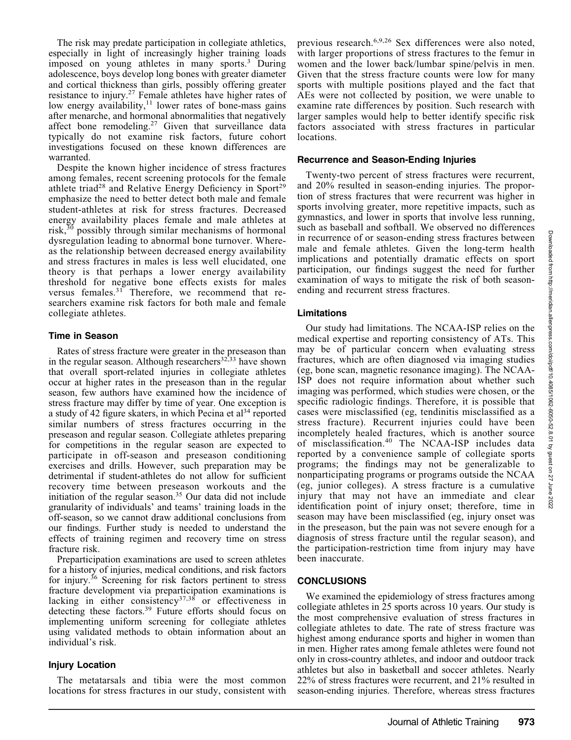The risk may predate participation in collegiate athletics, especially in light of increasingly higher training loads imposed on young athletes in many sports.[3] During adolescence, boys develop long bones with greater diameter and cortical thickness than girls, possibly offering greater resistance to injury.[27] Female athletes have higher rates of low energy availability,[11] lower rates of bone-mass gains after menarche, and hormonal abnormalities that negatively affect bone remodeling.[27] Given that surveillance data typically do not examine risk factors, future cohort investigations focused on these known differences are warranted.

Despite the known higher incidence of stress fractures among females, recent screening protocols for the female athlete triad[28] and Relative Energy Deficiency in Sport[29] emphasize the need to better detect both male and female student-athletes at risk for stress fractures. Decreased energy availability places female and male athletes at risk,[30] possibly through similar mechanisms of hormonal dysregulation leading to abnormal bone turnover. Whereas the relationship between decreased energy availability and stress fractures in males is less well elucidated, one theory is that perhaps a lower energy availability threshold for negative bone effects exists for males versus females.[31] Therefore, we recommend that researchers examine risk factors for both male and female collegiate athletes.

### Time in Season

Rates of stress fracture were greater in the preseason than in the regular season. Although researchers[32,33] have shown that overall sport-related injuries in collegiate athletes occur at higher rates in the preseason than in the regular season, few authors have examined how the incidence of stress fracture may differ by time of year. One exception is a study of 42 figure skaters, in which Pecina et al[34] reported similar numbers of stress fractures occurring in the preseason and regular season. Collegiate athletes preparing for competitions in the regular season are expected to participate in off-season and preseason conditioning exercises and drills. However, such preparation may be detrimental if student-athletes do not allow for sufficient recovery time between preseason workouts and the initiation of the regular season.[35] Our data did not include granularity of individuals' and teams' training loads in the off-season, so we cannot draw additional conclusions from our findings. Further study is needed to understand the effects of training regimen and recovery time on stress fracture risk.

Preparticipation examinations are used to screen athletes for a history of injuries, medical conditions, and risk factors for injury.[36] Screening for risk factors pertinent to stress fracture development via preparticipation examinations is lacking in either consistency[37,38] or effectiveness in detecting these factors.[39] Future efforts should focus on implementing uniform screening for collegiate athletes using validated methods to obtain information about an individual's risk.

### Injury Location

The metatarsals and tibia were the most common locations for stress fractures in our study, consistent with previous research.[6,9,26] Sex differences were also noted, with larger proportions of stress fractures to the femur in women and the lower back/lumbar spine/pelvis in men. Given that the stress fracture counts were low for many sports with multiple positions played and the fact that AEs were not collected by position, we were unable to examine rate differences by position. Such research with larger samples would help to better identify specific risk factors associated with stress fractures in particular locations.

### Recurrence and Season-Ending Injuries

Twenty-two percent of stress fractures were recurrent, and 20% resulted in season-ending injuries. The proportion of stress fractures that were recurrent was higher in sports involving greater, more repetitive impacts, such as gymnastics, and lower in sports that involve less running, such as baseball and softball. We observed no differences in recurrence of or season-ending stress fractures between male and female athletes. Given the long-term health implications and potentially dramatic effects on sport participation, our findings suggest the need for further examination of ways to mitigate the risk of both season-ending and recurrent stress fractures.

### Limitations

Our study had limitations. The NCAA-ISP relies on the medical expertise and reporting consistency of ATs. This may be of particular concern when evaluating stress fractures, which are often diagnosed via imaging studies (eg, bone scan, magnetic resonance imaging). The NCAA-ISP does not require information about whether such imaging was performed, which studies were chosen, or the specific radiologic findings. Therefore, it is possible that cases were misclassified (eg, tendinitis misclassified as a stress fracture). Recurrent injuries could have been incompletely healed fractures, which is another source of misclassification.[40] The NCAA-ISP includes data reported by a convenience sample of collegiate sports programs; the findings may not be generalizable to nonparticipating programs or programs outside the NCAA (eg, junior colleges). A stress fracture is a cumulative injury that may not have an immediate and clear identification point of injury onset; therefore, time in season may have been misclassified (eg, injury onset was in the preseason, but the pain was not severe enough for a diagnosis of stress fracture until the regular season), and the participation-restriction time from injury may have been inaccurate.

## CONCLUSIONS

We examined the epidemiology of stress fractures among collegiate athletes in 25 sports across 10 years. Our study is the most comprehensive evaluation of stress fractures in collegiate athletes to date. The rate of stress fracture was highest among endurance sports and higher in women than in men. Higher rates among female athletes were found not only in cross-country athletes, and indoor and outdoor track athletes but also in basketball and soccer athletes. Nearly 22% of stress fractures were recurrent, and 21% resulted in season-ending injuries. Therefore, whereas stress fractures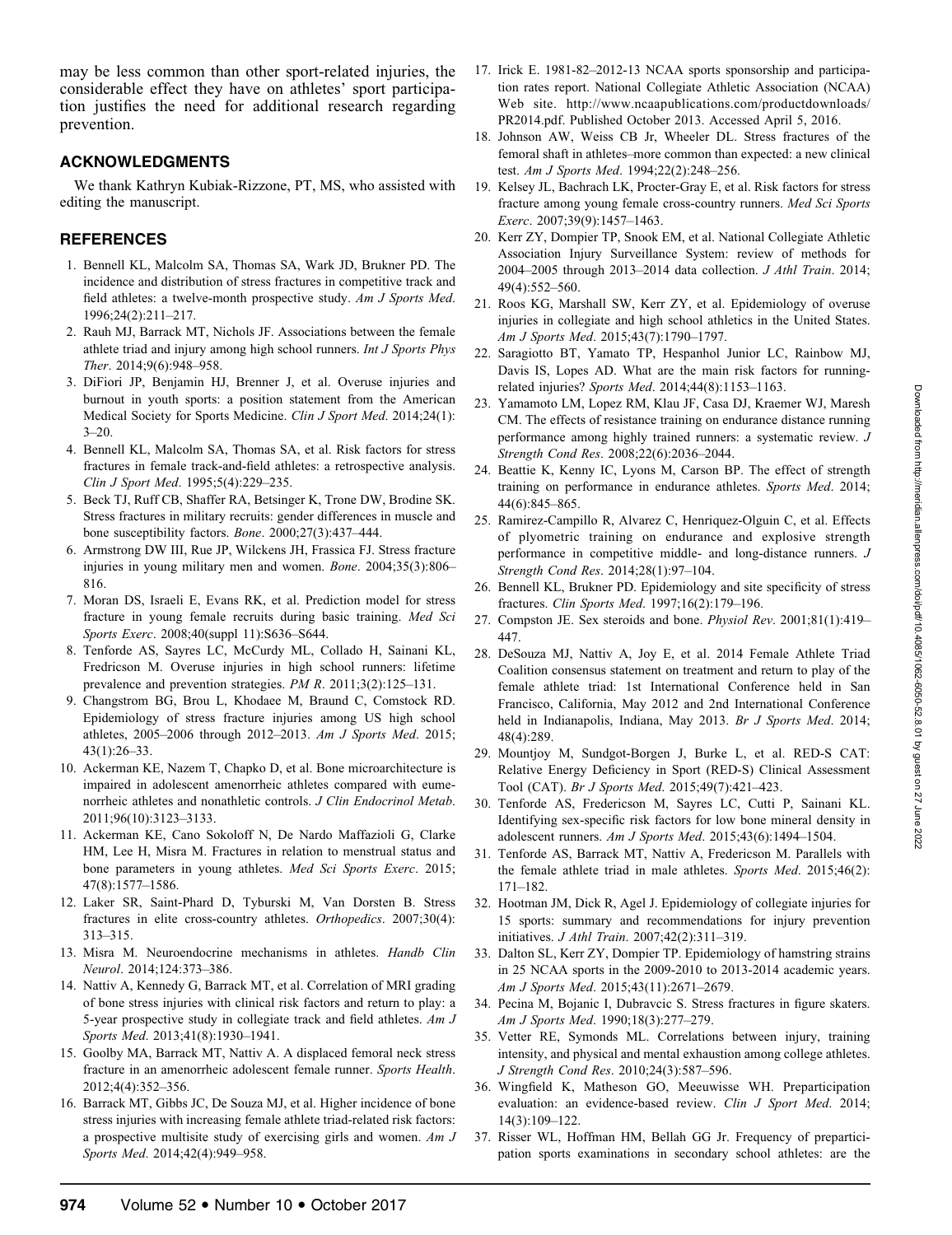may be less common than other sport-related injuries, the considerable effect they have on athletes' sport participation justifies the need for additional research regarding prevention.

## ACKNOWLEDGMENTS

We thank Kathryn Kubiak-Rizzone, PT, MS, who assisted with editing the manuscript.

## REFERENCES

1. Bennell KL, Malcolm SA, Thomas SA, Wark JD, Brukner PD. The incidence and distribution of stress fractures in competitive track and field athletes: a twelve-month prospective study. *Am J Sports Med*. 1996;24(2):211–217.
2. Rauh MJ, Barrack MT, Nichols JF. Associations between the female athlete triad and injury among high school runners. *Int J Sports Phys Ther*. 2014;9(6):948–958.
3. DiFiori JP, Benjamin HJ, Brenner J, et al. Overuse injuries and burnout in youth sports: a position statement from the American Medical Society for Sports Medicine. *Clin J Sport Med*. 2014;24(1): 3–20.
4. Bennell KL, Malcolm SA, Thomas SA, et al. Risk factors for stress fractures in female track-and-field athletes: a retrospective analysis. *Clin J Sport Med*. 1995;5(4):229–235.
5. Beck TJ, Ruff CB, Shaffer RA, Betsinger K, Trone DW, Brodine SK. Stress fractures in military recruits: gender differences in muscle and bone susceptibility factors. *Bone*. 2000;27(3):437–444.
6. Armstrong DW III, Rue JP, Wilckens JH, Frassica FJ. Stress fracture injuries in young military men and women. *Bone*. 2004;35(3):806–816.
7. Moran DS, Israeli E, Evans RK, et al. Prediction model for stress fracture in young female recruits during basic training. *Med Sci Sports Exerc*. 2008;40(suppl 11):S636–S644.
8. Tenforde AS, Sayres LC, McCurdy ML, Collado H, Sainani KL, Fredricson M. Overuse injuries in high school runners: lifetime prevalence and prevention strategies. *PM R*. 2011;3(2):125–131.
9. Changstrom BG, Brou L, Khodaee M, Braund C, Comstock RD. Epidemiology of stress fracture injuries among US high school athletes, 2005–2006 through 2012–2013. *Am J Sports Med*. 2015; 43(1):26–33.
10. Ackerman KE, Nazem T, Chapko D, et al. Bone microarchitecture is impaired in adolescent amenorrheic athletes compared with eumenorrheic athletes and nonathletic controls. *J Clin Endocrinol Metab*. 2011;96(10):3123–3133.
11. Ackerman KE, Cano Sokoloff N, De Nardo Maffazioli G, Clarke HM, Lee H, Misra M. Fractures in relation to menstrual status and bone parameters in young athletes. *Med Sci Sports Exerc*. 2015; 47(8):1577–1586.
12. Laker SR, Saint-Phard D, Tyburski M, Van Dorsten B. Stress fractures in elite cross-country athletes. *Orthopedics*. 2007;30(4): 313–315.
13. Misra M. Neuroendocrine mechanisms in athletes. *Handb Clin Neurol*. 2014;124:373–386.
14. Nattiv A, Kennedy G, Barrack MT, et al. Correlation of MRI grading of bone stress injuries with clinical risk factors and return to play: a 5-year prospective study in collegiate track and field athletes. *Am J Sports Med*. 2013;41(8):1930–1941.
15. Goolby MA, Barrack MT, Nattiv A. A displaced femoral neck stress fracture in an amenorrheic adolescent female runner. *Sports Health*. 2012;4(4):352–356.
16. Barrack MT, Gibbs JC, De Souza MJ, et al. Higher incidence of bone stress injuries with increasing female athlete triad-related risk factors: a prospective multisite study of exercising girls and women. *Am J Sports Med*. 2014;42(4):949–958.
17. Irick E. 1981-82–2012-13 NCAA sports sponsorship and participation rates report. National Collegiate Athletic Association (NCAA) Web site. http://www.ncaapublications.com/productdownloads/PR2014.pdf. Published October 2013. Accessed April 5, 2016.
18. Johnson AW, Weiss CB Jr, Wheeler DL. Stress fractures of the femoral shaft in athletes–more common than expected: a new clinical test. *Am J Sports Med*. 1994;22(2):248–256.
19. Kelsey JL, Bachrach LK, Procter-Gray E, et al. Risk factors for stress fracture among young female cross-country runners. *Med Sci Sports Exerc*. 2007;39(9):1457–1463.
20. Kerr ZY, Dompier TP, Snook EM, et al. National Collegiate Athletic Association Injury Surveillance System: review of methods for 2004–2005 through 2013–2014 data collection. *J Athl Train*. 2014; 49(4):552–560.
21. Roos KG, Marshall SW, Kerr ZY, et al. Epidemiology of overuse injuries in collegiate and high school athletics in the United States. *Am J Sports Med*. 2015;43(7):1790–1797.
22. Saragiotto BT, Yamato TP, Hespanhol Junior LC, Rainbow MJ, Davis IS, Lopes AD. What are the main risk factors for running-related injuries? *Sports Med*. 2014;44(8):1153–1163.
23. Yamamoto LM, Lopez RM, Klau JF, Casa DJ, Kraemer WJ, Maresh CM. The effects of resistance training on endurance distance running performance among highly trained runners: a systematic review. *J Strength Cond Res*. 2008;22(6):2036–2044.
24. Beattie K, Kenny IC, Lyons M, Carson BP. The effect of strength training on performance in endurance athletes. *Sports Med*. 2014; 44(6):845–865.
25. Ramirez-Campillo R, Alvarez C, Henriquez-Olguin C, et al. Effects of plyometric training on endurance and explosive strength performance in competitive middle- and long-distance runners. *J Strength Cond Res*. 2014;28(1):97–104.
26. Bennell KL, Brukner PD. Epidemiology and site specificity of stress fractures. *Clin Sports Med*. 1997;16(2):179–196.
27. Compston JE. Sex steroids and bone. *Physiol Rev*. 2001;81(1):419–447.
28. DeSouza MJ, Nattiv A, Joy E, et al. 2014 Female Athlete Triad Coalition consensus statement on treatment and return to play of the female athlete triad: 1st International Conference held in San Francisco, California, May 2012 and 2nd International Conference held in Indianapolis, Indiana, May 2013. *Br J Sports Med*. 2014; 48(4):289.
29. Mountjoy M, Sundgot-Borgen J, Burke L, et al. RED-S CAT: Relative Energy Deficiency in Sport (RED-S) Clinical Assessment Tool (CAT). *Br J Sports Med*. 2015;49(7):421–423.
30. Tenforde AS, Fredericson M, Sayres LC, Cutti P, Sainani KL. Identifying sex-specific risk factors for low bone mineral density in adolescent runners. *Am J Sports Med*. 2015;43(6):1494–1504.
31. Tenforde AS, Barrack MT, Nattiv A, Fredericson M. Parallels with the female athlete triad in male athletes. *Sports Med*. 2015;46(2): 171–182.
32. Hootman JM, Dick R, Agel J. Epidemiology of collegiate injuries for 15 sports: summary and recommendations for injury prevention initiatives. *J Athl Train*. 2007;42(2):311–319.
33. Dalton SL, Kerr ZY, Dompier TP. Epidemiology of hamstring strains in 25 NCAA sports in the 2009-2010 to 2013-2014 academic years. *Am J Sports Med*. 2015;43(11):2671–2679.
34. Pecina M, Bojanic I, Dubravcic S. Stress fractures in figure skaters. *Am J Sports Med*. 1990;18(3):277–279.
35. Vetter RE, Symonds ML. Correlations between injury, training intensity, and physical and mental exhaustion among college athletes. *J Strength Cond Res*. 2010;24(3):587–596.
36. Wingfield K, Matheson GO, Meeuwisse WH. Preparticipation evaluation: an evidence-based review. *Clin J Sport Med*. 2014; 14(3):109–122.
37. Risser WL, Hoffman HM, Bellah GG Jr. Frequency of preparticipation sports examinations in secondary school athletes: are the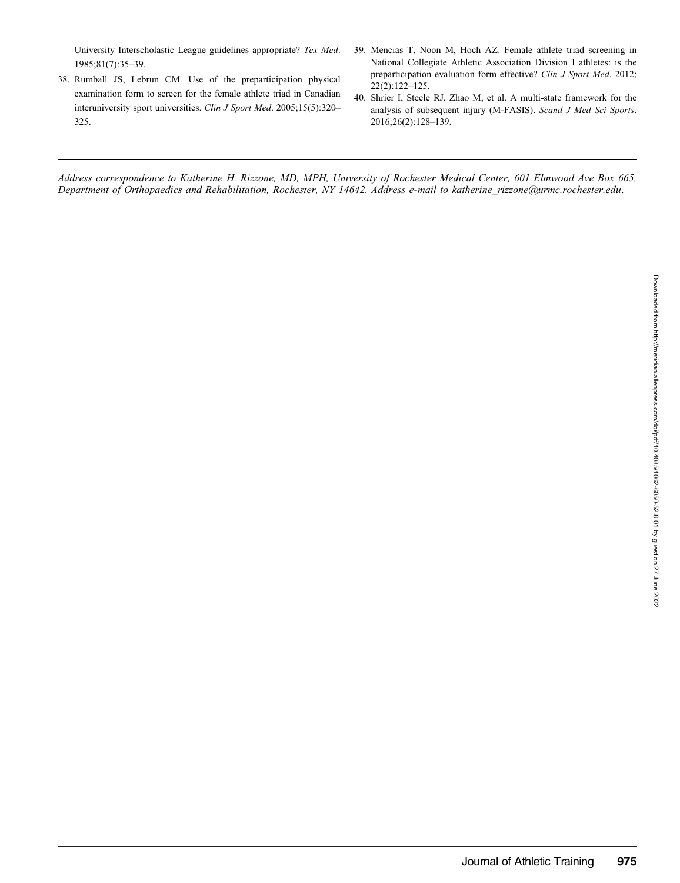University Interscholastic League guidelines appropriate? *Tex Med*. 1985;81(7):35–39.

38. Rumball JS, Lebrun CM. Use of the preparticipation physical examination form to screen for the female athlete triad in Canadian interuniversity sport universities. *Clin J Sport Med*. 2005;15(5):320–325.

39. Mencias T, Noon M, Hoch AZ. Female athlete triad screening in National Collegiate Athletic Association Division I athletes: is the preparticipation evaluation form effective? *Clin J Sport Med*. 2012; 22(2):122–125.

40. Shrier I, Steele RJ, Zhao M, et al. A multi-state framework for the analysis of subsequent injury (M-FASIS). *Scand J Med Sci Sports*. 2016;26(2):128–139.

---

*Address correspondence to Katherine H. Rizzone, MD, MPH, University of Rochester Medical Center, 601 Elmwood Ave Box 665, Department of Orthopaedics and Rehabilitation, Rochester, NY 14642. Address e-mail to katherine_rizzone@urmc.rochester.edu.*